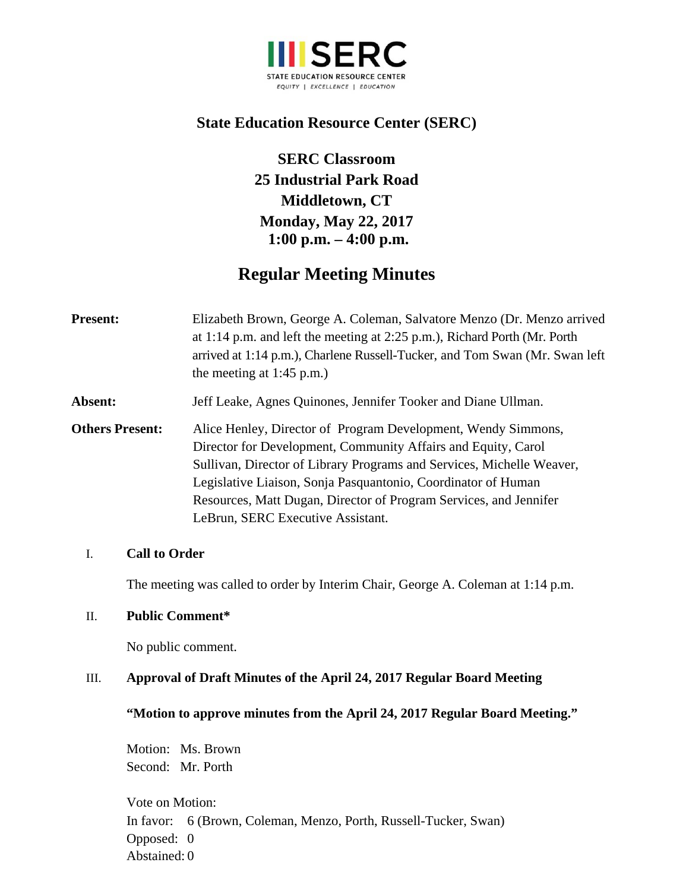**SERC**

STATE EDUCATION RESOURCE CENTER

*EQUITY | EXCELLENCE | EDUCATION*

# State Education Resource Center (SERC)

**SERC Classroom**
**25 Industrial Park Road**
**Middletown, CT**
**Monday, May 22, 2017**
**1:00 p.m. – 4:00 p.m.**

## Regular Meeting Minutes

**Present:** Elizabeth Brown, George A. Coleman, Salvatore Menzo (Dr. Menzo arrived at 1:14 p.m. and left the meeting at 2:25 p.m.), Richard Porth (Mr. Porth arrived at 1:14 p.m.), Charlene Russell-Tucker, and Tom Swan (Mr. Swan left the meeting at 1:45 p.m.)

**Absent:** Jeff Leake, Agnes Quinones, Jennifer Tooker and Diane Ullman.

**Others Present:** Alice Henley, Director of Program Development, Wendy Simmons, Director for Development, Community Affairs and Equity, Carol Sullivan, Director of Library Programs and Services, Michelle Weaver, Legislative Liaison, Sonja Pasquantonio, Coordinator of Human Resources, Matt Dugan, Director of Program Services, and Jennifer LeBrun, SERC Executive Assistant.

### I. Call to Order

The meeting was called to order by Interim Chair, George A. Coleman at 1:14 p.m.

### II. Public Comment*

No public comment.

### III. Approval of Draft Minutes of the April 24, 2017 Regular Board Meeting

**"Motion to approve minutes from the April 24, 2017 Regular Board Meeting."**

Motion: Ms. Brown
Second: Mr. Porth

Vote on Motion:
In favor: 6 (Brown, Coleman, Menzo, Porth, Russell-Tucker, Swan)
Opposed: 0
Abstained: 0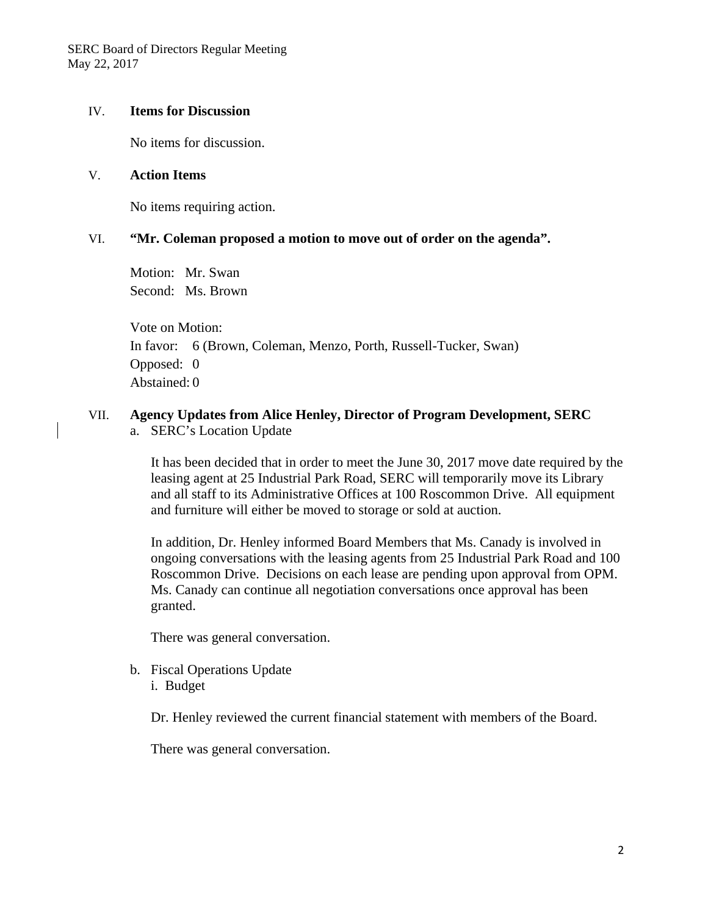IV. **Items for Discussion**

No items for discussion.

V. **Action Items**

No items requiring action.

VI. **"Mr. Coleman proposed a motion to move out of order on the agenda".**

Motion: Mr. Swan
Second: Ms. Brown

Vote on Motion:
In favor: 6 (Brown, Coleman, Menzo, Porth, Russell-Tucker, Swan)
Opposed: 0
Abstained: 0

VII. **Agency Updates from Alice Henley, Director of Program Development, SERC**

a. SERC's Location Update

It has been decided that in order to meet the June 30, 2017 move date required by the leasing agent at 25 Industrial Park Road, SERC will temporarily move its Library and all staff to its Administrative Offices at 100 Roscommon Drive. All equipment and furniture will either be moved to storage or sold at auction.

In addition, Dr. Henley informed Board Members that Ms. Canady is involved in ongoing conversations with the leasing agents from 25 Industrial Park Road and 100 Roscommon Drive. Decisions on each lease are pending upon approval from OPM. Ms. Canady can continue all negotiation conversations once approval has been granted.

There was general conversation.

b. Fiscal Operations Update

i. Budget

Dr. Henley reviewed the current financial statement with members of the Board.

There was general conversation.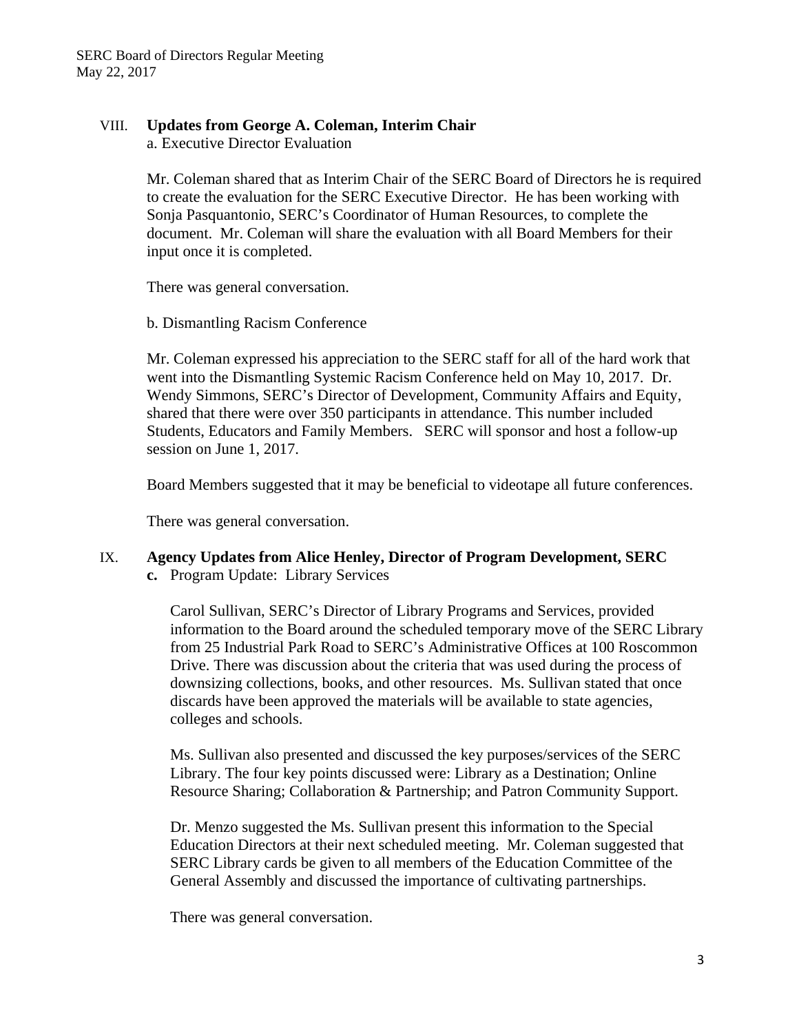VIII. **Updates from George A. Coleman, Interim Chair**

a. Executive Director Evaluation

Mr. Coleman shared that as Interim Chair of the SERC Board of Directors he is required to create the evaluation for the SERC Executive Director. He has been working with Sonja Pasquantonio, SERC's Coordinator of Human Resources, to complete the document. Mr. Coleman will share the evaluation with all Board Members for their input once it is completed.

There was general conversation.

b. Dismantling Racism Conference

Mr. Coleman expressed his appreciation to the SERC staff for all of the hard work that went into the Dismantling Systemic Racism Conference held on May 10, 2017. Dr. Wendy Simmons, SERC's Director of Development, Community Affairs and Equity, shared that there were over 350 participants in attendance. This number included Students, Educators and Family Members. SERC will sponsor and host a follow-up session on June 1, 2017.

Board Members suggested that it may be beneficial to videotape all future conferences.

There was general conversation.

IX. **Agency Updates from Alice Henley, Director of Program Development, SERC**

**c.** Program Update: Library Services

Carol Sullivan, SERC's Director of Library Programs and Services, provided information to the Board around the scheduled temporary move of the SERC Library from 25 Industrial Park Road to SERC's Administrative Offices at 100 Roscommon Drive. There was discussion about the criteria that was used during the process of downsizing collections, books, and other resources. Ms. Sullivan stated that once discards have been approved the materials will be available to state agencies, colleges and schools.

Ms. Sullivan also presented and discussed the key purposes/services of the SERC Library. The four key points discussed were: Library as a Destination; Online Resource Sharing; Collaboration & Partnership; and Patron Community Support.

Dr. Menzo suggested the Ms. Sullivan present this information to the Special Education Directors at their next scheduled meeting. Mr. Coleman suggested that SERC Library cards be given to all members of the Education Committee of the General Assembly and discussed the importance of cultivating partnerships.

There was general conversation.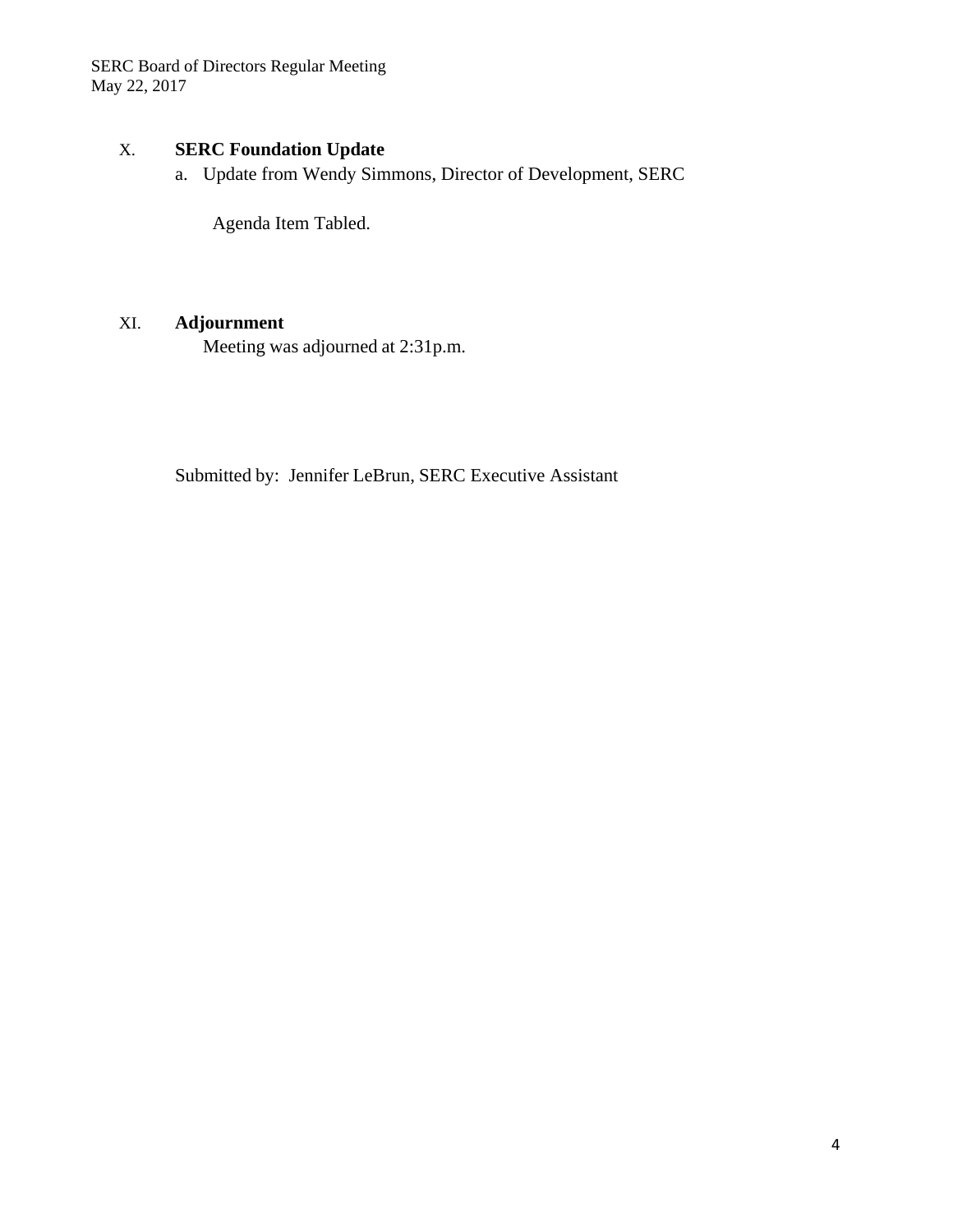## X. SERC Foundation Update

a. Update from Wendy Simmons, Director of Development, SERC

Agenda Item Tabled.

## XI. Adjournment

Meeting was adjourned at 2:31p.m.

Submitted by: Jennifer LeBrun, SERC Executive Assistant